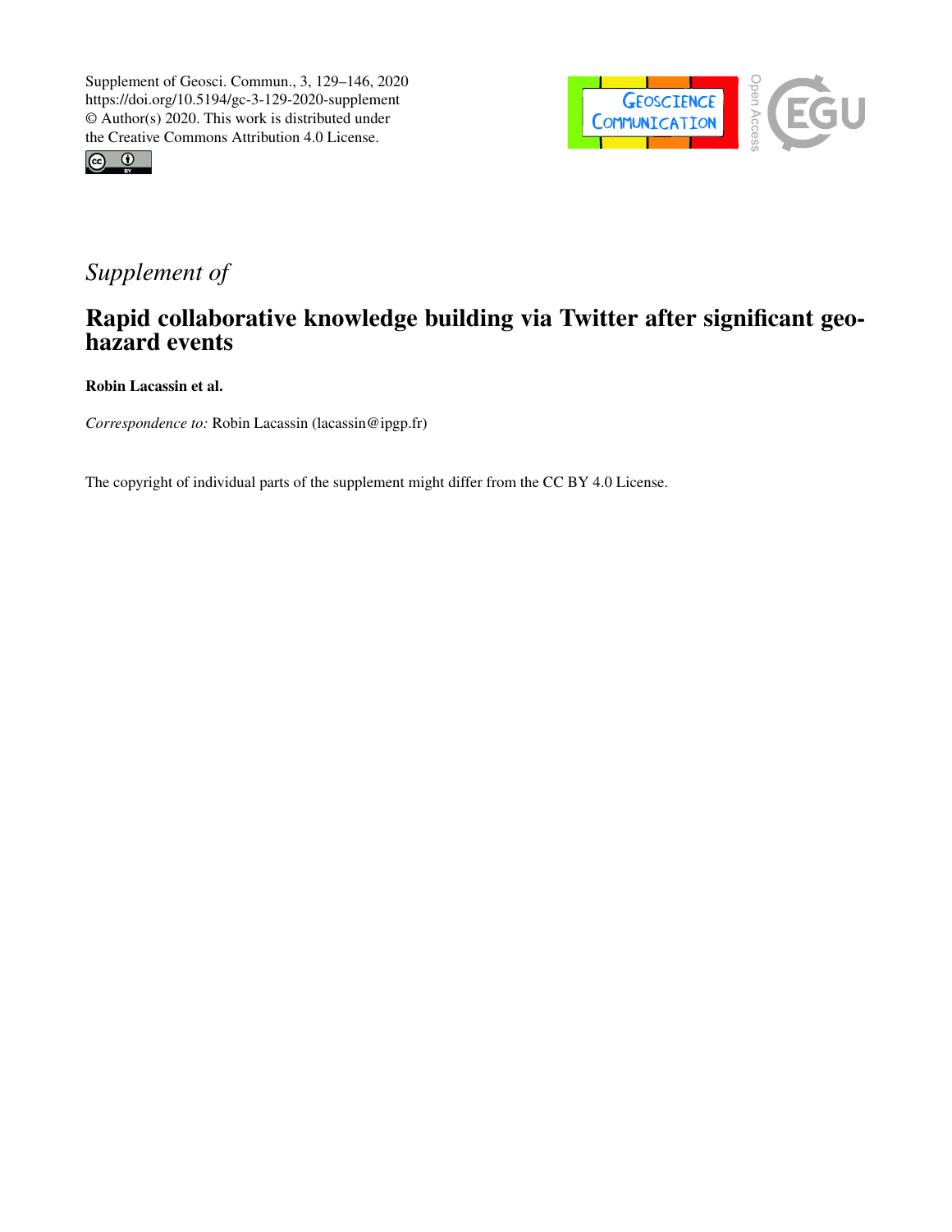Supplement of Geosci. Commun., 3, 129–146, 2020
https://doi.org/10.5194/gc-3-129-2020-supplement
© Author(s) 2020. This work is distributed under
the Creative Commons Attribution 4.0 License.

*Supplement of*

# Rapid collaborative knowledge building via Twitter after significant geohazard events

**Robin Lacassin et al.**

*Correspondence to:* Robin Lacassin (lacassin@ipgp.fr)

The copyright of individual parts of the supplement might differ from the CC BY 4.0 License.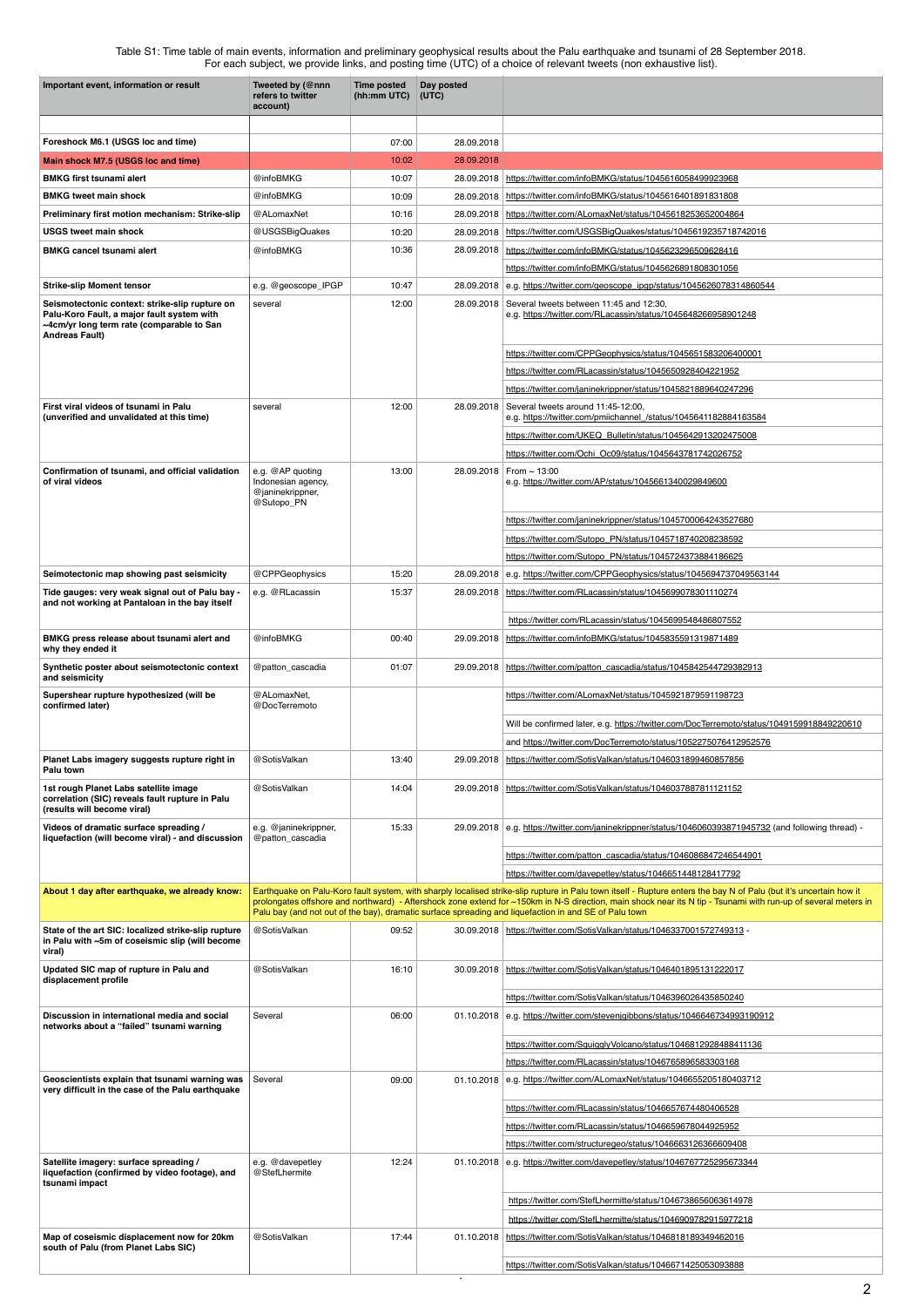Table S1: Time table of main events, information and preliminary geophysical results about the Palu earthquake and tsunami of 28 September 2018.
For each subject, we provide links, and posting time (UTC) of a choice of relevant tweets (non exhaustive list).

| Important event, information or result | Tweeted by (@nnn refers to twitter account) | Time posted (hh:mm UTC) | Day posted (UTC) | |
|---|---|---|---|---|
| | | | | |
| **Foreshock M6.1 (USGS loc and time)** | | 07:00 | 28.09.2018 | |
| **Main shock M7.5 (USGS loc and time)** | | 10:02 | 28.09.2018 | |
| **BMKG first tsunami alert** | @infoBMKG | 10:07 | 28.09.2018 | https://twitter.com/infoBMKG/status/1045616058499923968 |
| **BMKG tweet main shock** | @infoBMKG | 10:09 | 28.09.2018 | https://twitter.com/infoBMKG/status/1045616401891831808 |
| **Preliminary first motion mechanism: Strike-slip** | @ALomaxNet | 10:16 | 28.09.2018 | https://twitter.com/ALomaxNet/status/1045618253652004864 |
| **USGS tweet main shock** | @USGSBigQuakes | 10:20 | 28.09.2018 | https://twitter.com/USGSBigQuakes/status/1045619235718742016 |
| **BMKG cancel tsunami alert** | @infoBMKG | 10:36 | 28.09.2018 | https://twitter.com/infoBMKG/status/1045623296509628416 |
| | | | | https://twitter.com/infoBMKG/status/1045626891808301056 |
| **Strike-slip Moment tensor** | e.g. @geoscope_IPGP | 10:47 | 28.09.2018 | e.g. https://twitter.com/geoscope_ipgp/status/1045626078314860544 |
| **Seismotectonic context: strike-slip rupture on Palu-Koro Fault, a major fault system with ~4cm/yr long term rate (comparable to San Andreas Fault)** | several | 12:00 | 28.09.2018 | Several tweets between 11:45 and 12:30, e.g. https://twitter.com/RLacassin/status/1045648266958901248 |
| | | | | https://twitter.com/CPPGeophysics/status/1045651583206400001 |
| | | | | https://twitter.com/RLacassin/status/1045650928404221952 |
| | | | | https://twitter.com/janinekrippner/status/1045821889640247296 |
| **First viral videos of tsunami in Palu (unverified and unvalidated at this time)** | several | 12:00 | 28.09.2018 | Several tweets around 11:45-12:00, e.g. https://twitter.com/pmiichannel_/status/1045641182884163584 |
| | | | | https://twitter.com/UKEQ_Bulletin/status/1045642913202475008 |
| | | | | https://twitter.com/Ochi_Oc09/status/1045643781742026752 |
| **Confirmation of tsunami, and official validation of viral videos** | e.g. @AP quoting Indonesian agency, @janinekrippner, @Sutopo_PN | 13:00 | 28.09.2018 | From ~ 13:00 e.g. https://twitter.com/AP/status/1045661340029849600 |
| | | | | https://twitter.com/janinekrippner/status/1045700064243527680 |
| | | | | https://twitter.com/Sutopo_PN/status/1045718740208238592 |
| | | | | https://twitter.com/Sutopo_PN/status/1045724373884186625 |
| **Seimotectonic map showing past seismicity** | @CPPGeophysics | 15:20 | 28.09.2018 | e.g. https://twitter.com/CPPGeophysics/status/1045694737049563144 |
| **Tide gauges: very weak signal out of Palu bay - and not working at Pantaloan in the bay itself** | e.g. @RLacassin | 15:37 | 28.09.2018 | https://twitter.com/RLacassin/status/1045699078301110274 |
| | | | | https://twitter.com/RLacassin/status/1045699548486807552 |
| **BMKG press release about tsunami alert and why they ended it** | @infoBMKG | 00:40 | 29.09.2018 | https://twitter.com/infoBMKG/status/1045835591319871489 |
| **Synthetic poster about seismotectonic context and seismicity** | @patton_cascadia | 01:07 | 29.09.2018 | https://twitter.com/patton_cascadia/status/1045842544729382913 |
| **Supershear rupture hypothesized (will be confirmed later)** | @ALomaxNet, @DocTerremoto | | | https://twitter.com/ALomaxNet/status/1045921879591198723 |
| | | | | Will be confirmed later, e.g. https://twitter.com/DocTerremoto/status/1049159918849220610 |
| | | | | and https://twitter.com/DocTerremoto/status/1052275076412952576 |
| **Planet Labs imagery suggests rupture right in Palu town** | @SotisValkan | 13:40 | 29.09.2018 | https://twitter.com/SotisValkan/status/1046031899460857856 |
| **1st rough Planet Labs satellite image correlation (SIC) reveals fault rupture in Palu town (results will become viral)** | @SotisValkan | 14:04 | 29.09.2018 | https://twitter.com/SotisValkan/status/1046037887811121152 |
| **Videos of dramatic surface spreading / liquefaction (will become viral) - and discussion** | e.g. @janinekrippner, @patton_cascadia | 15:33 | 29.09.2018 | e.g. https://twitter.com/janinekrippner/status/1046060393871945732 (and following thread) - |
| | | | | https://twitter.com/patton_cascadia/status/1046086847246544901 |
| | | | | https://twitter.com/davepetley/status/1046651448128417792 |
| **About 1 day after earthquake, we already know:** | Earthquake on Palu-Koro fault system, with sharply localised strike-slip rupture in Palu town itself - Rupture enters the bay N of Palu (but it's uncertain how it prolongates offshore and northward) - Aftershock zone extend for ~150km in N-S direction, main shock near its N tip - Tsunami with run-up of several meters in Palu bay (and not out of the bay), dramatic surface spreading and liquefaction in and SE of Palu town | | | |
| **State of the art SIC: localized strike-slip rupture in Palu with ~5m of coseismic slip (will become viral)** | @SotisValkan | 09:52 | 30.09.2018 | https://twitter.com/SotisValkan/status/1046337001572749313 - |
| **Updated SIC map of rupture in Palu and displacement profile** | @SotisValkan | 16:10 | 30.09.2018 | https://twitter.com/SotisValkan/status/1046401895131222017 |
| | | | | https://twitter.com/SotisValkan/status/1046396026435850240 |
| **Discussion in international media and social networks about a "failed" tsunami warning** | Several | 06:00 | 01.10.2018 | e.g. https://twitter.com/stevenjgibbons/status/1046646734993190912 |
| | | | | https://twitter.com/SquigglyVolcano/status/1046812928488411136 |
| | | | | https://twitter.com/RLacassin/status/1046765896583303168 |
| **Geoscientists explain that tsunami warning was very difficult in the case of the Palu earthquake** | Several | 09:00 | 01.10.2018 | e.g. https://twitter.com/ALomaxNet/status/1046655205180403712 |
| | | | | https://twitter.com/RLacassin/status/1046657674480406528 |
| | | | | https://twitter.com/RLacassin/status/1046659678044925952 |
| | | | | https://twitter.com/structuregeo/status/1046663126366609408 |
| **Satellite imagery: surface spreading / liquefaction (confirmed by video footage), and tsunami impact** | e.g. @davepetley @StefLhermitte | 12:24 | 01.10.2018 | e.g. https://twitter.com/davepetley/status/1046767725295673344 |
| | | | | https://twitter.com/StefLhermitte/status/1046738656063614978 |
| | | | | https://twitter.com/StefLhermitte/status/1046909782915977218 |
| **Map of coseismic displacement now for 20km south of Palu (from Planet Labs SIC)** | @SotisValkan | 17:44 | 01.10.2018 | https://twitter.com/SotisValkan/status/1046818189349462016 |
| | | | | https://twitter.com/SotisValkan/status/1046671425053093888 |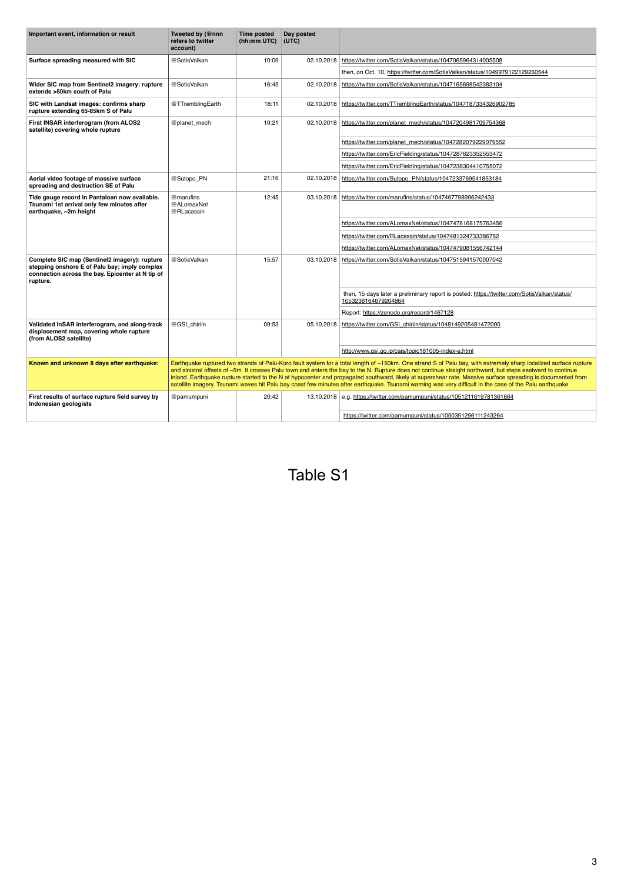| Important event, information or result | Tweeted by (@nnn refers to twitter account) | Time posted (hh:mm UTC) | Day posted (UTC) | |
|---|---|---|---|---|
| **Surface spreading measured with SIC** | @SotisValkan | 10:09 | 02.10.2018 | https://twitter.com/SotisValkan/status/1047065964314005508 |
| | | | | then, on Oct. 10, https://twitter.com/SotisValkan/status/1049979122129260544 |
| **Wider SIC map from Sentinel2 imagery: rupture extends >50km south of Palu** | @SotisValkan | 16:45 | 02.10.2018 | https://twitter.com/SotisValkan/status/1047165698542383104 |
| **SIC with Landsat images: confirms sharp rupture extending 65-85km S of Palu** | @TTremblingEarth | 18:11 | 02.10.2018 | https://twitter.com/TTremblingEarth/status/1047187334326902785 |
| **First INSAR interferogram (from ALOS2 satellite) covering whole rupture** | @planet_mech | 19:21 | 02.10.2018 | https://twitter.com/planet_mech/status/1047204981709754368 |
| | | | | https://twitter.com/planet_mech/status/1047282079229079552 |
| | | | | https://twitter.com/EricFielding/status/1047287623352553472 |
| | | | | https://twitter.com/EricFielding/status/1047238304410755072 |
| **Aerial video footage of massive surface spreading and destruction SE of Palu** | @Sutopo_PN | 21:16 | 02.10.2018 | https://twitter.com/Sutopo_PN/status/1047233769541853184 |
| **Tide gauge record in Pantaloan now available. Tsunami 1st arrival only few minutes after earthquake, ~2m height** | @marufins @ALomaxNet @RLacassin | 12:45 | 03.10.2018 | https://twitter.com/marufins/status/1047467798996242433 |
| | | | | https://twitter.com/ALomaxNet/status/1047478168175763456 |
| | | | | https://twitter.com/RLacassin/status/1047481324733386752 |
| | | | | https://twitter.com/ALomaxNet/status/1047479081556742144 |
| **Complete SIC map (Sentinel2 imagery): rupture stepping onshore E of Palu bay; imply complex connection across the bay. Epicenter at N tip of rupture.** | @SotisValkan | 15:57 | 03.10.2018 | https://twitter.com/SotisValkan/status/1047515941570007042 |
| | | | | then, 15 days later a preliminary report is posted: https://twitter.com/SotisValkan/status/1053238164679204864 |
| | | | | Report: https://zenodo.org/record/1467128 |
| **Validated InSAR interferogram, and along-track displacement map, covering whole rupture (from ALOS2 satellite)** | @GSI_chiriin | 09:53 | 05.10.2018 | https://twitter.com/GSI_chiriin/status/1048149205481472000 |
| | | | | http://www.gsi.go.jp/cais/topic181005-index-e.html |
| **Known and unknown 8 days after earthquake:** | Earthquake ruptured two strands of Palu-Koro fault system for a total length of ~150km. One strand S of Palu bay, with extremely sharp localized surface rupture and sinistral offsets of ~5m. It crosses Palu town and enters the bay to the N. Rupture does not continue straight northward, but steps eastward to continue inland. Earthquake rupture started to the N at hypocenter and propagated southward, likely at supershear rate. Massive surface spreading is documented from satellite imagery. Tsunami waves hit Palu bay coast few minutes after earthquake. Tsunami warning was very difficult in the case of the Palu earthquake | | | |
| **First results of surface rupture field survey by Indonesian geologists** | @pamumpuni | 20:42 | 13.10.2018 | e.g. https://twitter.com/pamumpuni/status/1051211619781361664 |
| | | | | https://twitter.com/pamumpuni/status/1050351296111243264 |

Table S1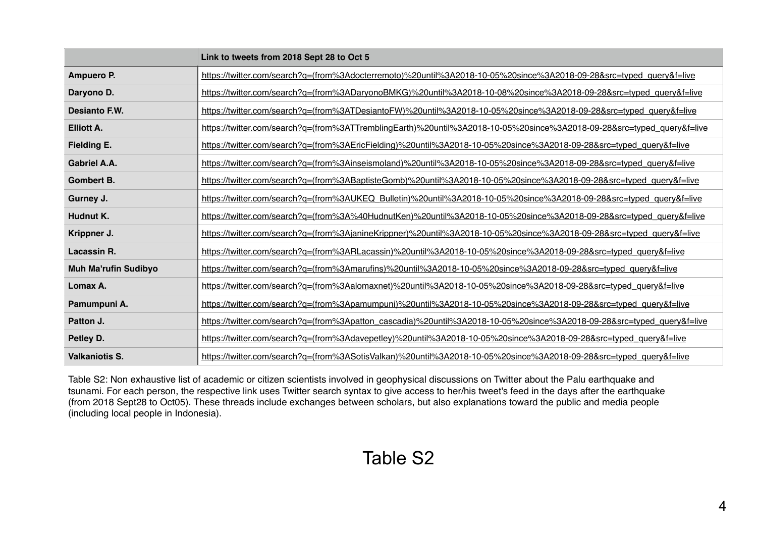| | Link to tweets from 2018 Sept 28 to Oct 5 |
|---|---|
| **Ampuero P.** | https://twitter.com/search?q=(from%3Adocterremoto)%20until%3A2018-10-05%20since%3A2018-09-28&src=typed_query&f=live |
| **Daryono D.** | https://twitter.com/search?q=(from%3ADaryonoBMKG)%20until%3A2018-10-08%20since%3A2018-09-28&src=typed_query&f=live |
| **Desianto F.W.** | https://twitter.com/search?q=(from%3ATDesiantoFW)%20until%3A2018-10-05%20since%3A2018-09-28&src=typed_query&f=live |
| **Elliott A.** | https://twitter.com/search?q=(from%3ATTremblingEarth)%20until%3A2018-10-05%20since%3A2018-09-28&src=typed_query&f=live |
| **Fielding E.** | https://twitter.com/search?q=(from%3AEricFielding)%20until%3A2018-10-05%20since%3A2018-09-28&src=typed_query&f=live |
| **Gabriel A.A.** | https://twitter.com/search?q=(from%3Ainseismoland)%20until%3A2018-10-05%20since%3A2018-09-28&src=typed_query&f=live |
| **Gombert B.** | https://twitter.com/search?q=(from%3ABaptisteGomb)%20until%3A2018-10-05%20since%3A2018-09-28&src=typed_query&f=live |
| **Gurney J.** | https://twitter.com/search?q=(from%3AUKEQ_Bulletin)%20until%3A2018-10-05%20since%3A2018-09-28&src=typed_query&f=live |
| **Hudnut K.** | https://twitter.com/search?q=(from%3A%40HudnutKen)%20until%3A2018-10-05%20since%3A2018-09-28&src=typed_query&f=live |
| **Krippner J.** | https://twitter.com/search?q=(from%3AjanineKrippner)%20until%3A2018-10-05%20since%3A2018-09-28&src=typed_query&f=live |
| **Lacassin R.** | https://twitter.com/search?q=(from%3ARLacassin)%20until%3A2018-10-05%20since%3A2018-09-28&src=typed_query&f=live |
| **Muh Ma'rufin Sudibyo** | https://twitter.com/search?q=(from%3Amarufins)%20until%3A2018-10-05%20since%3A2018-09-28&src=typed_query&f=live |
| **Lomax A.** | https://twitter.com/search?q=(from%3Aalomaxnet)%20until%3A2018-10-05%20since%3A2018-09-28&src=typed_query&f=live |
| **Pamumpuni A.** | https://twitter.com/search?q=(from%3Apamumpuni)%20until%3A2018-10-05%20since%3A2018-09-28&src=typed_query&f=live |
| **Patton J.** | https://twitter.com/search?q=(from%3Apatton_cascadia)%20until%3A2018-10-05%20since%3A2018-09-28&src=typed_query&f=live |
| **Petley D.** | https://twitter.com/search?q=(from%3Adavepetley)%20until%3A2018-10-05%20since%3A2018-09-28&src=typed_query&f=live |
| **Valkaniotis S.** | https://twitter.com/search?q=(from%3ASotisValkan)%20until%3A2018-10-05%20since%3A2018-09-28&src=typed_query&f=live |

Table S2: Non exhaustive list of academic or citizen scientists involved in geophysical discussions on Twitter about the Palu earthquake and tsunami. For each person, the respective link uses Twitter search syntax to give access to her/his tweet's feed in the days after the earthquake (from 2018 Sept28 to Oct05). These threads include exchanges between scholars, but also explanations toward the public and media people (including local people in Indonesia).

Table S2